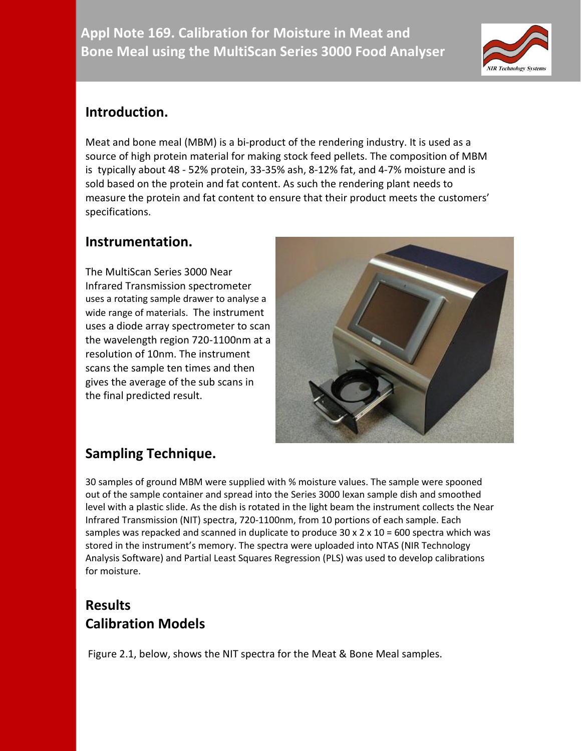# Appl Note 169. Calibration for Moisture in Meat and Bone Meal using the MultiScan Series 3000 Food Analyser

## Introduction.

Meat and bone meal (MBM) is a bi-product of the rendering industry. It is used as a source of high protein material for making stock feed pellets. The composition of MBM is typically about 48 - 52% protein, 33-35% ash, 8-12% fat, and 4-7% moisture and is sold based on the protein and fat content. As such the rendering plant needs to measure the protein and fat content to ensure that their product meets the customers' specifications.

## Instrumentation.

The MultiScan Series 3000 Near Infrared Transmission spectrometer uses a rotating sample drawer to analyse a wide range of materials. The instrument uses a diode array spectrometer to scan the wavelength region 720-1100nm at a resolution of 10nm. The instrument scans the sample ten times and then gives the average of the sub scans in the final predicted result.

## Sampling Technique.

30 samples of ground MBM were supplied with % moisture values. The sample were spooned out of the sample container and spread into the Series 3000 lexan sample dish and smoothed level with a plastic slide. As the dish is rotated in the light beam the instrument collects the Near Infrared Transmission (NIT) spectra, 720-1100nm, from 10 portions of each sample. Each samples was repacked and scanned in duplicate to produce 30 x 2 x 10 = 600 spectra which was stored in the instrument's memory. The spectra were uploaded into NTAS (NIR Technology Analysis Software) and Partial Least Squares Regression (PLS) was used to develop calibrations for moisture.

## Results

## Calibration Models

Figure 2.1, below, shows the NIT spectra for the Meat & Bone Meal samples.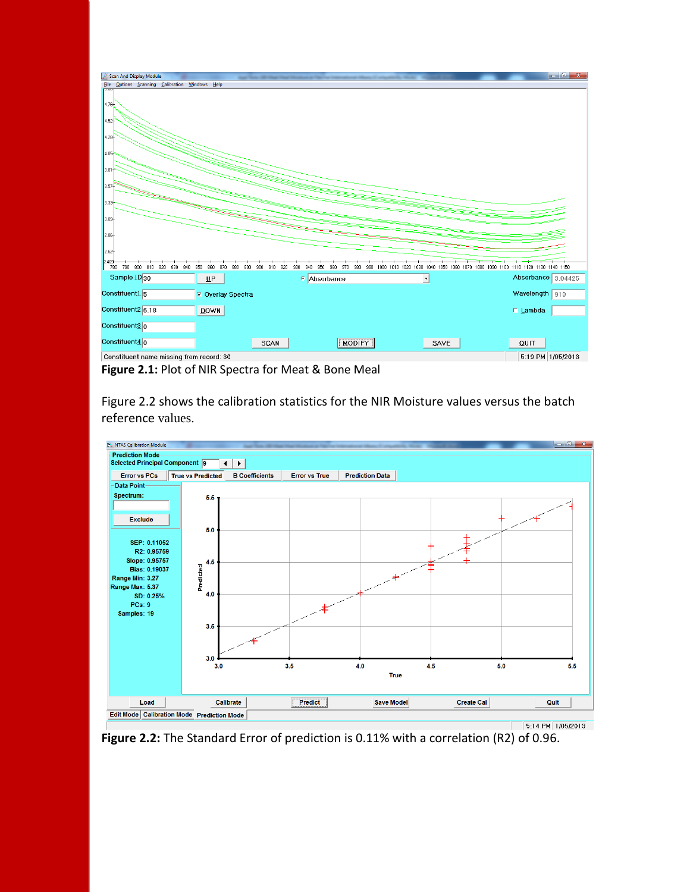**Figure 2.1:** Plot of NIR Spectra for Meat & Bone Meal

Figure 2.2 shows the calibration statistics for the NIR Moisture values versus the batch reference values.

**Figure 2.2:** The Standard Error of prediction is 0.11% with a correlation (R2) of 0.96.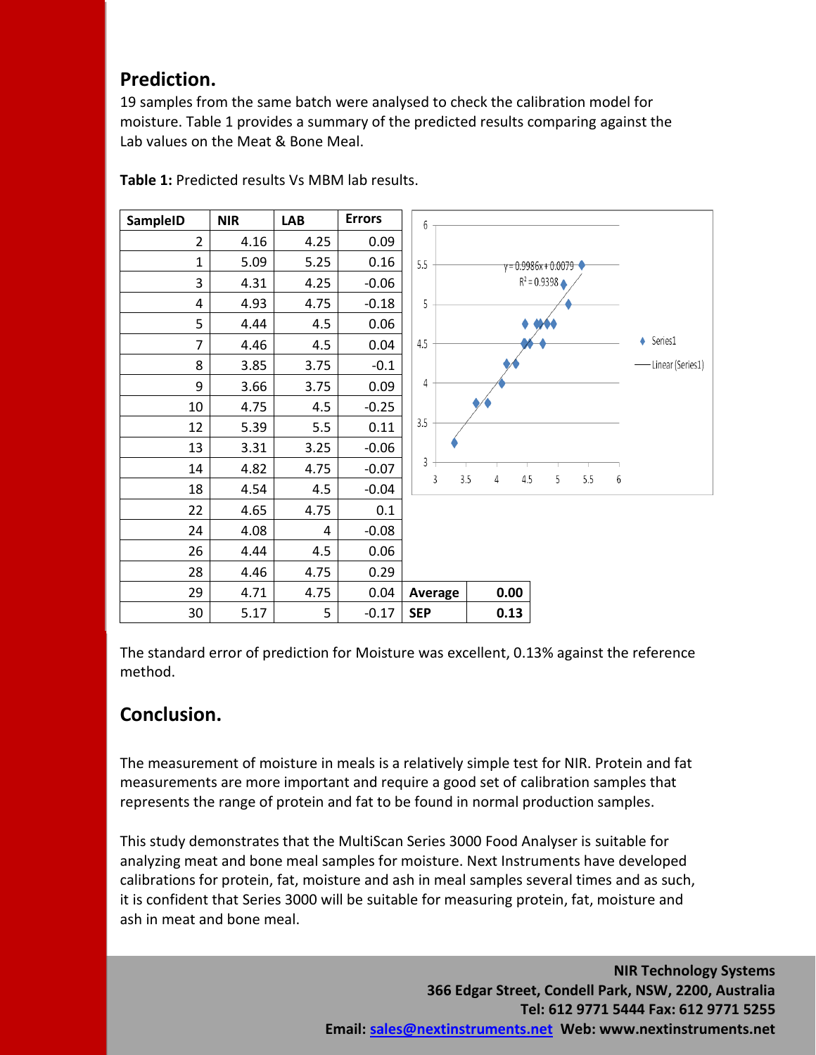## Prediction.

19 samples from the same batch were analysed to check the calibration model for moisture. Table 1 provides a summary of the predicted results comparing against the Lab values on the Meat & Bone Meal.

**Table 1:** Predicted results Vs MBM lab results.

| SampleID | NIR | LAB | Errors |
|---|---|---|---|
| 2 | 4.16 | 4.25 | 0.09 |
| 1 | 5.09 | 5.25 | 0.16 |
| 3 | 4.31 | 4.25 | -0.06 |
| 4 | 4.93 | 4.75 | -0.18 |
| 5 | 4.44 | 4.5 | 0.06 |
| 7 | 4.46 | 4.5 | 0.04 |
| 8 | 3.85 | 3.75 | -0.1 |
| 9 | 3.66 | 3.75 | 0.09 |
| 10 | 4.75 | 4.5 | -0.25 |
| 12 | 5.39 | 5.5 | 0.11 |
| 13 | 3.31 | 3.25 | -0.06 |
| 14 | 4.82 | 4.75 | -0.07 |
| 18 | 4.54 | 4.5 | -0.04 |
| 22 | 4.65 | 4.75 | 0.1 |
| 24 | 4.08 | 4 | -0.08 |
| 26 | 4.44 | 4.5 | 0.06 |
| 28 | 4.46 | 4.75 | 0.29 |
| 29 | 4.71 | 4.75 | 0.04 |
| 30 | 5.17 | 5 | -0.17 |

| | |
|---|---|
| **Average** | **0.00** |
| **SEP** | **0.13** |

y = 0.9986x + 0.0079

$R^2$ = 0.9398

6
5.5
5
4.5
4
3.5
3

3 3.5 4 4.5 5 5.5 6

Series1

Linear (Series1)

The standard error of prediction for Moisture was excellent, 0.13% against the reference method.

## Conclusion.

The measurement of moisture in meals is a relatively simple test for NIR. Protein and fat measurements are more important and require a good set of calibration samples that represents the range of protein and fat to be found in normal production samples.

This study demonstrates that the MultiScan Series 3000 Food Analyser is suitable for analyzing meat and bone meal samples for moisture. Next Instruments have developed calibrations for protein, fat, moisture and ash in meal samples several times and as such, it is confident that Series 3000 will be suitable for measuring protein, fat, moisture and ash in meat and bone meal.

**NIR Technology Systems**
**366 Edgar Street, Condell Park, NSW, 2200, Australia**
**Tel: 612 9771 5444 Fax: 612 9771 5255**
**Email: sales@nextinstruments.net Web: www.nextinstruments.net**